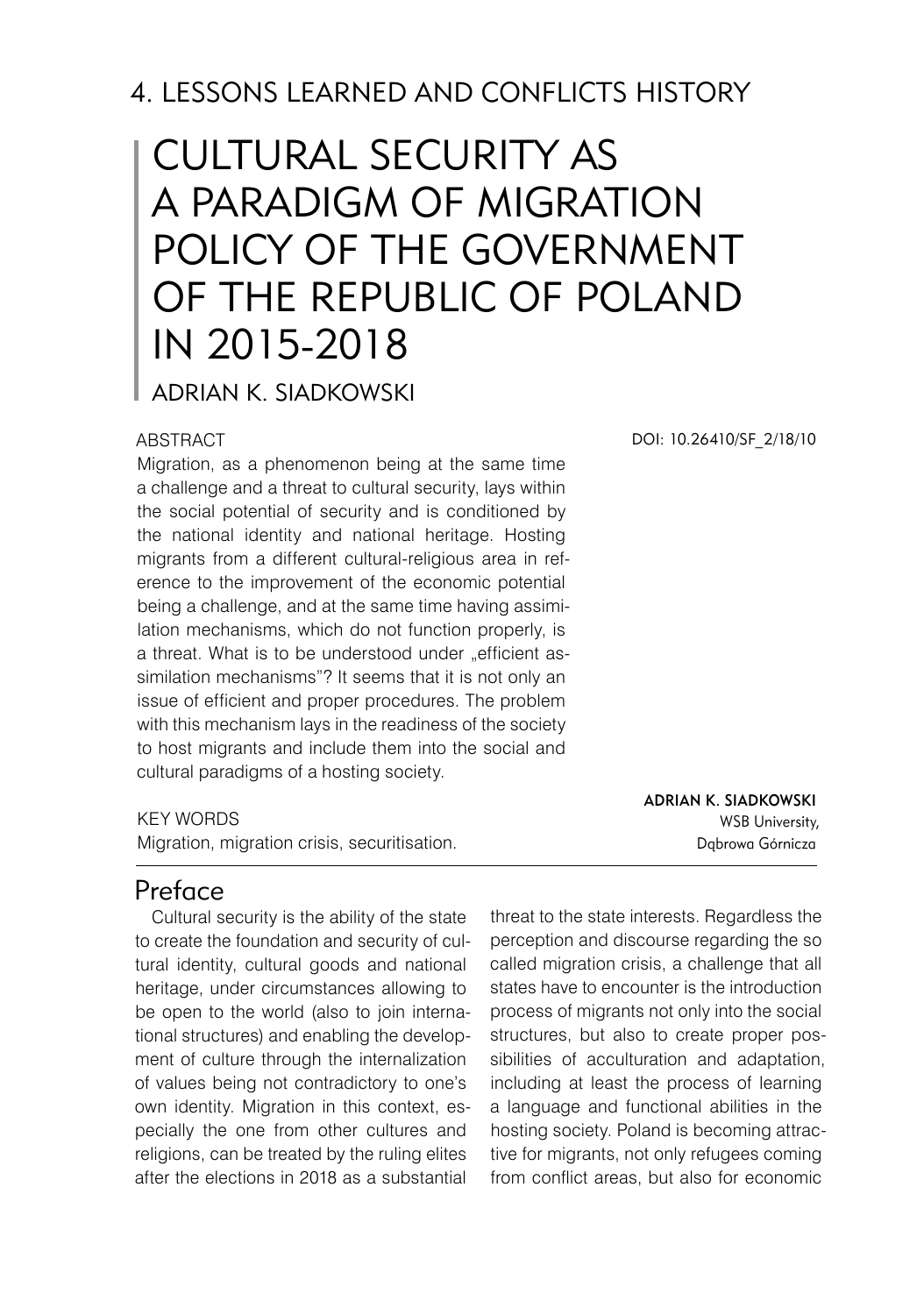# 4. LESSONS LEARNED AND CONFLICTS HISTORY

# CULTURAL SECURITY AS A PARADIGM OF MIGRATION POLICY OF THE GOVERNMENT OF THE REPUBLIC OF POLAND IN 2015-2018

ADRIAN K. SIADKOWSKI

DOI: 10.26410/SF_2/18/10

**ADRIAN K. SIADKOWSKI**
WSB University,
Dąbrowa Górnicza

ABSTRACT

Migration, as a phenomenon being at the same time a challenge and a threat to cultural security, lays within the social potential of security and is conditioned by the national identity and national heritage. Hosting migrants from a different cultural-religious area in reference to the improvement of the economic potential being a challenge, and at the same time having assimilation mechanisms, which do not function properly, is a threat. What is to be understood under „efficient assimilation mechanisms"? It seems that it is not only an issue of efficient and proper procedures. The problem with this mechanism lays in the readiness of the society to host migrants and include them into the social and cultural paradigms of a hosting society.

KEY WORDS

Migration, migration crisis, securitisation.

## Preface

Cultural security is the ability of the state to create the foundation and security of cultural identity, cultural goods and national heritage, under circumstances allowing to be open to the world (also to join international structures) and enabling the development of culture through the internalization of values being not contradictory to one's own identity. Migration in this context, especially the one from other cultures and religions, can be treated by the ruling elites after the elections in 2018 as a substantial threat to the state interests. Regardless the perception and discourse regarding the so called migration crisis, a challenge that all states have to encounter is the introduction process of migrants not only into the social structures, but also to create proper possibilities of acculturation and adaptation, including at least the process of learning a language and functional abilities in the hosting society. Poland is becoming attractive for migrants, not only refugees coming from conflict areas, but also for economic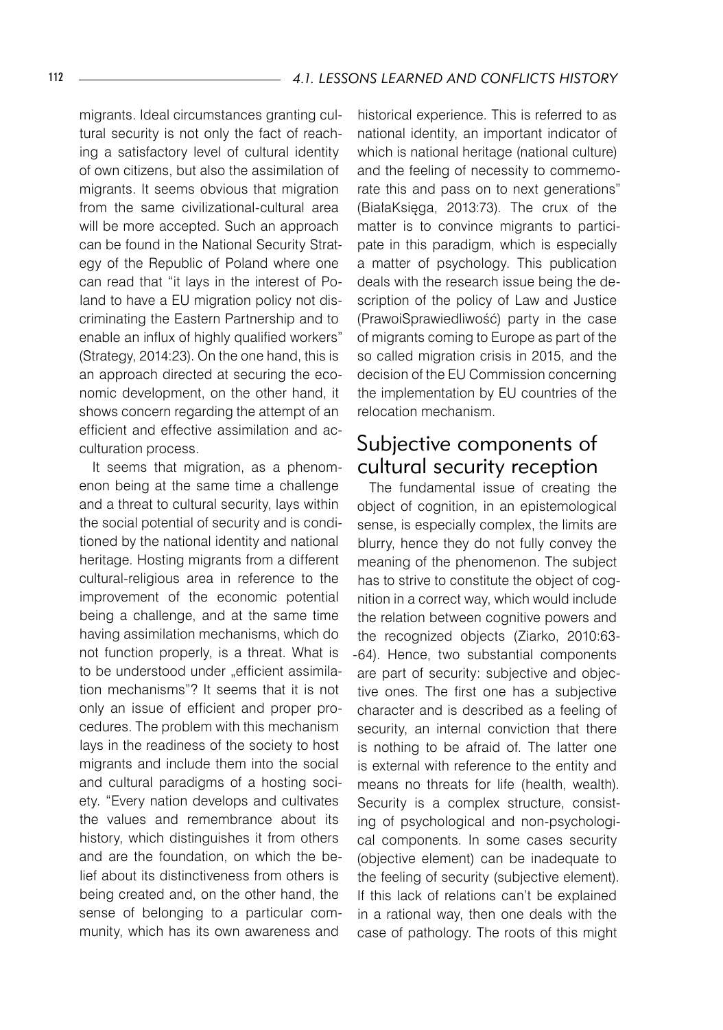migrants. Ideal circumstances granting cultural security is not only the fact of reaching a satisfactory level of cultural identity of own citizens, but also the assimilation of migrants. It seems obvious that migration from the same civilizational-cultural area will be more accepted. Such an approach can be found in the National Security Strategy of the Republic of Poland where one can read that "it lays in the interest of Poland to have a EU migration policy not discriminating the Eastern Partnership and to enable an influx of highly qualified workers" (Strategy, 2014:23). On the one hand, this is an approach directed at securing the economic development, on the other hand, it shows concern regarding the attempt of an efficient and effective assimilation and acculturation process.

It seems that migration, as a phenomenon being at the same time a challenge and a threat to cultural security, lays within the social potential of security and is conditioned by the national identity and national heritage. Hosting migrants from a different cultural-religious area in reference to the improvement of the economic potential being a challenge, and at the same time having assimilation mechanisms, which do not function properly, is a threat. What is to be understood under „efficient assimilation mechanisms"? It seems that it is not only an issue of efficient and proper procedures. The problem with this mechanism lays in the readiness of the society to host migrants and include them into the social and cultural paradigms of a hosting society. "Every nation develops and cultivates the values and remembrance about its history, which distinguishes it from others and are the foundation, on which the belief about its distinctiveness from others is being created and, on the other hand, the sense of belonging to a particular community, which has its own awareness and historical experience. This is referred to as national identity, an important indicator of which is national heritage (national culture) and the feeling of necessity to commemorate this and pass on to next generations" (BiałaKsięga, 2013:73). The crux of the matter is to convince migrants to participate in this paradigm, which is especially a matter of psychology. This publication deals with the research issue being the description of the policy of Law and Justice (PrawoiSprawiedliwość) party in the case of migrants coming to Europe as part of the so called migration crisis in 2015, and the decision of the EU Commission concerning the implementation by EU countries of the relocation mechanism.

## Subjective components of cultural security reception

The fundamental issue of creating the object of cognition, in an epistemological sense, is especially complex, the limits are blurry, hence they do not fully convey the meaning of the phenomenon. The subject has to strive to constitute the object of cognition in a correct way, which would include the relation between cognitive powers and the recognized objects (Ziarko, 2010:63-64). Hence, two substantial components are part of security: subjective and objective ones. The first one has a subjective character and is described as a feeling of security, an internal conviction that there is nothing to be afraid of. The latter one is external with reference to the entity and means no threats for life (health, wealth). Security is a complex structure, consisting of psychological and non-psychological components. In some cases security (objective element) can be inadequate to the feeling of security (subjective element). If this lack of relations can't be explained in a rational way, then one deals with the case of pathology. The roots of this might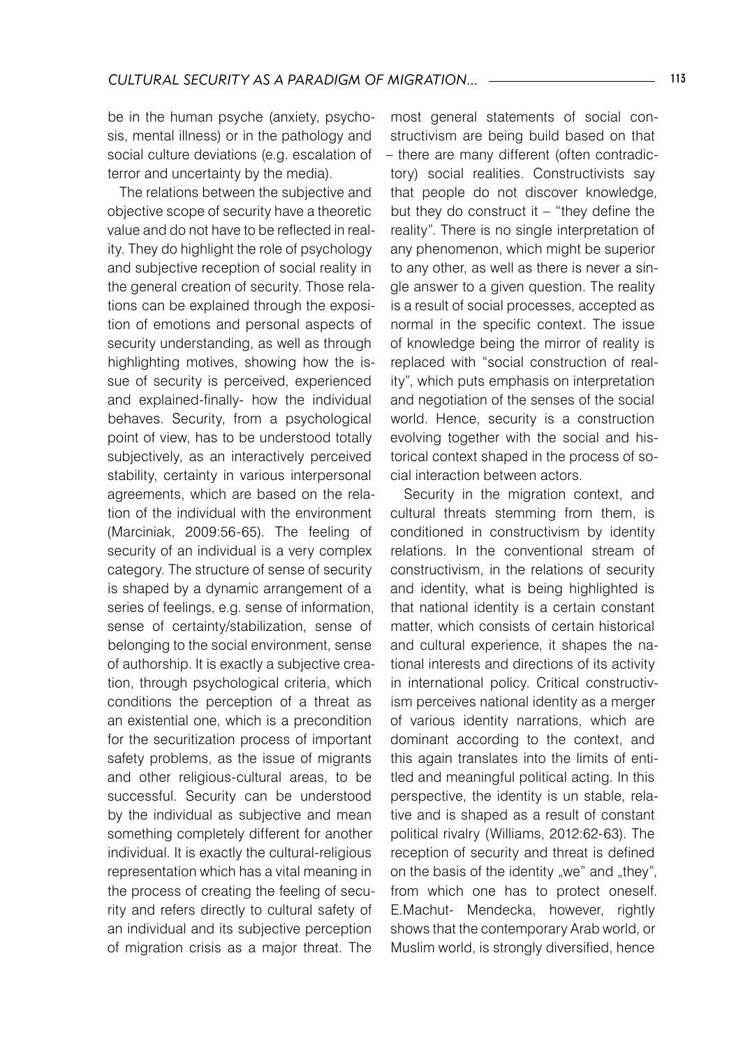be in the human psyche (anxiety, psychosis, mental illness) or in the pathology and social culture deviations (e.g. escalation of terror and uncertainty by the media).

The relations between the subjective and objective scope of security have a theoretic value and do not have to be reflected in reality. They do highlight the role of psychology and subjective reception of social reality in the general creation of security. Those relations can be explained through the exposition of emotions and personal aspects of security understanding, as well as through highlighting motives, showing how the issue of security is perceived, experienced and explained-finally- how the individual behaves. Security, from a psychological point of view, has to be understood totally subjectively, as an interactively perceived stability, certainty in various interpersonal agreements, which are based on the relation of the individual with the environment (Marciniak, 2009:56-65). The feeling of security of an individual is a very complex category. The structure of sense of security is shaped by a dynamic arrangement of a series of feelings, e.g. sense of information, sense of certainty/stabilization, sense of belonging to the social environment, sense of authorship. It is exactly a subjective creation, through psychological criteria, which conditions the perception of a threat as an existential one, which is a precondition for the securitization process of important safety problems, as the issue of migrants and other religious-cultural areas, to be successful. Security can be understood by the individual as subjective and mean something completely different for another individual. It is exactly the cultural-religious representation which has a vital meaning in the process of creating the feeling of security and refers directly to cultural safety of an individual and its subjective perception of migration crisis as a major threat. The most general statements of social constructivism are being build based on that – there are many different (often contradictory) social realities. Constructivists say that people do not discover knowledge, but they do construct it – "they define the reality". There is no single interpretation of any phenomenon, which might be superior to any other, as well as there is never a single answer to a given question. The reality is a result of social processes, accepted as normal in the specific context. The issue of knowledge being the mirror of reality is replaced with "social construction of reality", which puts emphasis on interpretation and negotiation of the senses of the social world. Hence, security is a construction evolving together with the social and historical context shaped in the process of social interaction between actors.

Security in the migration context, and cultural threats stemming from them, is conditioned in constructivism by identity relations. In the conventional stream of constructivism, in the relations of security and identity, what is being highlighted is that national identity is a certain constant matter, which consists of certain historical and cultural experience, it shapes the national interests and directions of its activity in international policy. Critical constructivism perceives national identity as a merger of various identity narrations, which are dominant according to the context, and this again translates into the limits of entitled and meaningful political acting. In this perspective, the identity is un stable, relative and is shaped as a result of constant political rivalry (Williams, 2012:62-63). The reception of security and threat is defined on the basis of the identity „we" and „they", from which one has to protect oneself. E.Machut- Mendecka, however, rightly shows that the contemporary Arab world, or Muslim world, is strongly diversified, hence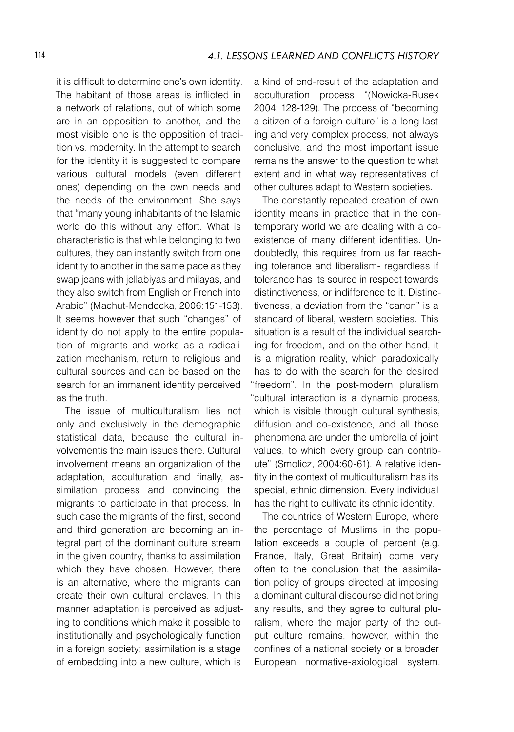it is difficult to determine one's own identity. The habitant of those areas is inflicted in a network of relations, out of which some are in an opposition to another, and the most visible one is the opposition of tradition vs. modernity. In the attempt to search for the identity it is suggested to compare various cultural models (even different ones) depending on the own needs and the needs of the environment. She says that "many young inhabitants of the Islamic world do this without any effort. What is characteristic is that while belonging to two cultures, they can instantly switch from one identity to another in the same pace as they swap jeans with jellabiyas and milayas, and they also switch from English or French into Arabic" (Machut-Mendecka, 2006:151-153). It seems however that such "changes" of identity do not apply to the entire population of migrants and works as a radicalization mechanism, return to religious and cultural sources and can be based on the search for an immanent identity perceived as the truth.

The issue of multiculturalism lies not only and exclusively in the demographic statistical data, because the cultural involvementis the main issues there. Cultural involvement means an organization of the adaptation, acculturation and finally, assimilation process and convincing the migrants to participate in that process. In such case the migrants of the first, second and third generation are becoming an integral part of the dominant culture stream in the given country, thanks to assimilation which they have chosen. However, there is an alternative, where the migrants can create their own cultural enclaves. In this manner adaptation is perceived as adjusting to conditions which make it possible to institutionally and psychologically function in a foreign society; assimilation is a stage of embedding into a new culture, which is a kind of end-result of the adaptation and acculturation process "(Nowicka-Rusek 2004: 128-129). The process of "becoming a citizen of a foreign culture" is a long-lasting and very complex process, not always conclusive, and the most important issue remains the answer to the question to what extent and in what way representatives of other cultures adapt to Western societies.

The constantly repeated creation of own identity means in practice that in the contemporary world we are dealing with a co-existence of many different identities. Undoubtedly, this requires from us far reaching tolerance and liberalism- regardless if tolerance has its source in respect towards distinctiveness, or indifference to it. Distinctiveness, a deviation from the "canon" is a standard of liberal, western societies. This situation is a result of the individual searching for freedom, and on the other hand, it is a migration reality, which paradoxically has to do with the search for the desired "freedom". In the post-modern pluralism "cultural interaction is a dynamic process, which is visible through cultural synthesis, diffusion and co-existence, and all those phenomena are under the umbrella of joint values, to which every group can contribute" (Smolicz, 2004:60-61). A relative identity in the context of multiculturalism has its special, ethnic dimension. Every individual has the right to cultivate its ethnic identity.

The countries of Western Europe, where the percentage of Muslims in the population exceeds a couple of percent (e.g. France, Italy, Great Britain) come very often to the conclusion that the assimilation policy of groups directed at imposing a dominant cultural discourse did not bring any results, and they agree to cultural pluralism, where the major party of the output culture remains, however, within the confines of a national society or a broader European normative-axiological system.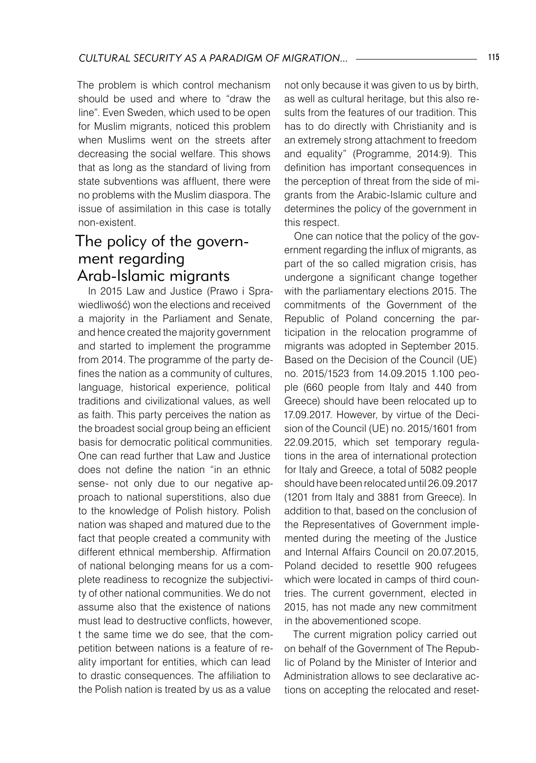The problem is which control mechanism should be used and where to "draw the line". Even Sweden, which used to be open for Muslim migrants, noticed this problem when Muslims went on the streets after decreasing the social welfare. This shows that as long as the standard of living from state subventions was affluent, there were no problems with the Muslim diaspora. The issue of assimilation in this case is totally non-existent.

## The policy of the government regarding Arab-Islamic migrants

In 2015 Law and Justice (Prawo i Sprawiedliwość) won the elections and received a majority in the Parliament and Senate, and hence created the majority government and started to implement the programme from 2014. The programme of the party defines the nation as a community of cultures, language, historical experience, political traditions and civilizational values, as well as faith. This party perceives the nation as the broadest social group being an efficient basis for democratic political communities. One can read further that Law and Justice does not define the nation "in an ethnic sense- not only due to our negative approach to national superstitions, also due to the knowledge of Polish history. Polish nation was shaped and matured due to the fact that people created a community with different ethnical membership. Affirmation of national belonging means for us a complete readiness to recognize the subjectivity of other national communities. We do not assume also that the existence of nations must lead to destructive conflicts, however, t the same time we do see, that the competition between nations is a feature of reality important for entities, which can lead to drastic consequences. The affiliation to the Polish nation is treated by us as a value not only because it was given to us by birth, as well as cultural heritage, but this also results from the features of our tradition. This has to do directly with Christianity and is an extremely strong attachment to freedom and equality" (Programme, 2014:9). This definition has important consequences in the perception of threat from the side of migrants from the Arabic-Islamic culture and determines the policy of the government in this respect.

One can notice that the policy of the government regarding the influx of migrants, as part of the so called migration crisis, has undergone a significant change together with the parliamentary elections 2015. The commitments of the Government of the Republic of Poland concerning the participation in the relocation programme of migrants was adopted in September 2015. Based on the Decision of the Council (UE) no. 2015/1523 from 14.09.2015 1.100 people (660 people from Italy and 440 from Greece) should have been relocated up to 17.09.2017. However, by virtue of the Decision of the Council (UE) no. 2015/1601 from 22.09.2015, which set temporary regulations in the area of international protection for Italy and Greece, a total of 5082 people should have been relocated until 26.09.2017 (1201 from Italy and 3881 from Greece). In addition to that, based on the conclusion of the Representatives of Government implemented during the meeting of the Justice and Internal Affairs Council on 20.07.2015, Poland decided to resettle 900 refugees which were located in camps of third countries. The current government, elected in 2015, has not made any new commitment in the abovementioned scope.

The current migration policy carried out on behalf of the Government of The Republic of Poland by the Minister of Interior and Administration allows to see declarative actions on accepting the relocated and reset-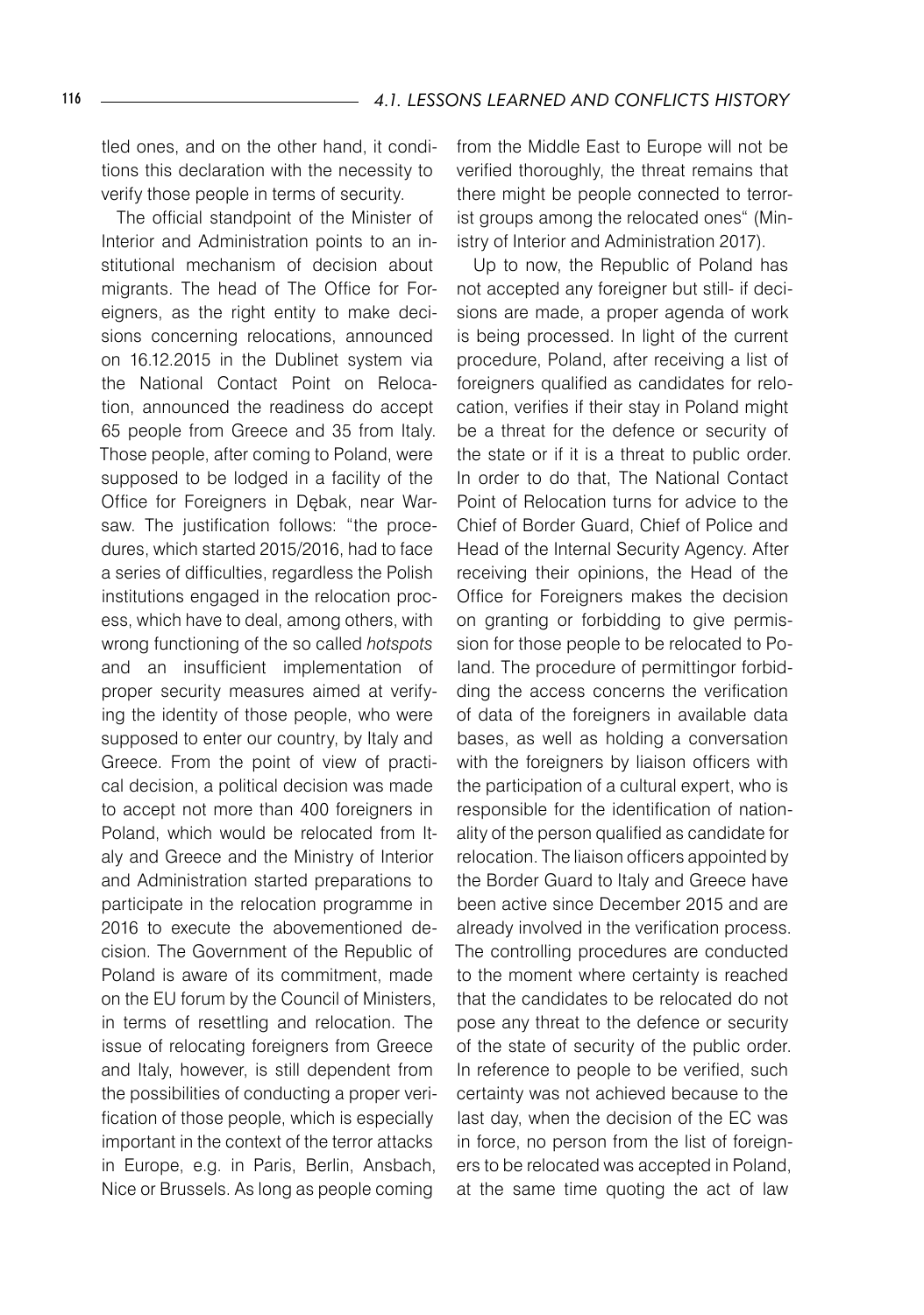tled ones, and on the other hand, it conditions this declaration with the necessity to verify those people in terms of security.

The official standpoint of the Minister of Interior and Administration points to an institutional mechanism of decision about migrants. The head of The Office for Foreigners, as the right entity to make decisions concerning relocations, announced on 16.12.2015 in the Dublinet system via the National Contact Point on Relocation, announced the readiness do accept 65 people from Greece and 35 from Italy. Those people, after coming to Poland, were supposed to be lodged in a facility of the Office for Foreigners in Dębak, near Warsaw. The justification follows: "the procedures, which started 2015/2016, had to face a series of difficulties, regardless the Polish institutions engaged in the relocation process, which have to deal, among others, with wrong functioning of the so called *hotspots* and an insufficient implementation of proper security measures aimed at verifying the identity of those people, who were supposed to enter our country, by Italy and Greece. From the point of view of practical decision, a political decision was made to accept not more than 400 foreigners in Poland, which would be relocated from Italy and Greece and the Ministry of Interior and Administration started preparations to participate in the relocation programme in 2016 to execute the abovementioned decision. The Government of the Republic of Poland is aware of its commitment, made on the EU forum by the Council of Ministers, in terms of resettling and relocation. The issue of relocating foreigners from Greece and Italy, however, is still dependent from the possibilities of conducting a proper verification of those people, which is especially important in the context of the terror attacks in Europe, e.g. in Paris, Berlin, Ansbach, Nice or Brussels. As long as people coming from the Middle East to Europe will not be verified thoroughly, the threat remains that there might be people connected to terrorist groups among the relocated ones" (Ministry of Interior and Administration 2017).

Up to now, the Republic of Poland has not accepted any foreigner but still- if decisions are made, a proper agenda of work is being processed. In light of the current procedure, Poland, after receiving a list of foreigners qualified as candidates for relocation, verifies if their stay in Poland might be a threat for the defence or security of the state or if it is a threat to public order. In order to do that, The National Contact Point of Relocation turns for advice to the Chief of Border Guard, Chief of Police and Head of the Internal Security Agency. After receiving their opinions, the Head of the Office for Foreigners makes the decision on granting or forbidding to give permission for those people to be relocated to Poland. The procedure of permittingor forbidding the access concerns the verification of data of the foreigners in available data bases, as well as holding a conversation with the foreigners by liaison officers with the participation of a cultural expert, who is responsible for the identification of nationality of the person qualified as candidate for relocation. The liaison officers appointed by the Border Guard to Italy and Greece have been active since December 2015 and are already involved in the verification process. The controlling procedures are conducted to the moment where certainty is reached that the candidates to be relocated do not pose any threat to the defence or security of the state of security of the public order. In reference to people to be verified, such certainty was not achieved because to the last day, when the decision of the EC was in force, no person from the list of foreigners to be relocated was accepted in Poland, at the same time quoting the act of law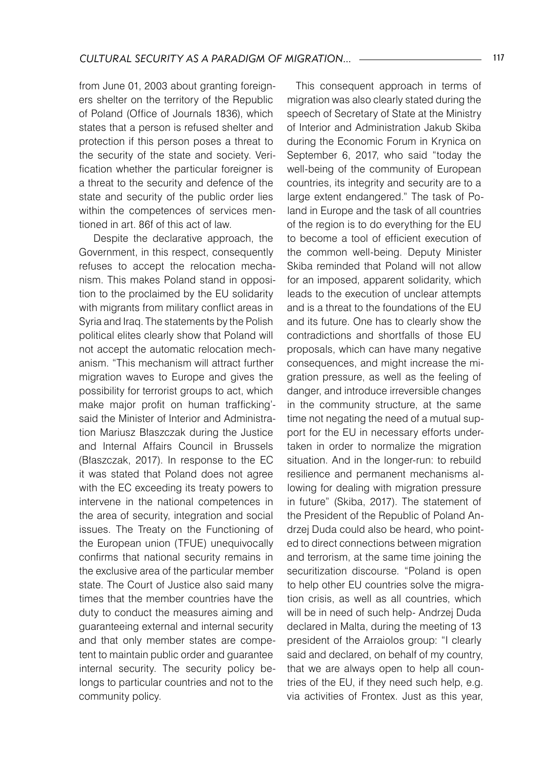from June 01, 2003 about granting foreigners shelter on the territory of the Republic of Poland (Office of Journals 1836), which states that a person is refused shelter and protection if this person poses a threat to the security of the state and society. Verification whether the particular foreigner is a threat to the security and defence of the state and security of the public order lies within the competences of services mentioned in art. 86f of this act of law.

Despite the declarative approach, the Government, in this respect, consequently refuses to accept the relocation mechanism. This makes Poland stand in opposition to the proclaimed by the EU solidarity with migrants from military conflict areas in Syria and Iraq. The statements by the Polish political elites clearly show that Poland will not accept the automatic relocation mechanism. "This mechanism will attract further migration waves to Europe and gives the possibility for terrorist groups to act, which make major profit on human trafficking'- said the Minister of Interior and Administration Mariusz Błaszczak during the Justice and Internal Affairs Council in Brussels (Błaszczak, 2017). In response to the EC it was stated that Poland does not agree with the EC exceeding its treaty powers to intervene in the national competences in the area of security, integration and social issues. The Treaty on the Functioning of the European union (TFUE) unequivocally confirms that national security remains in the exclusive area of the particular member state. The Court of Justice also said many times that the member countries have the duty to conduct the measures aiming and guaranteeing external and internal security and that only member states are competent to maintain public order and guarantee internal security. The security policy belongs to particular countries and not to the community policy.

This consequent approach in terms of migration was also clearly stated during the speech of Secretary of State at the Ministry of Interior and Administration Jakub Skiba during the Economic Forum in Krynica on September 6, 2017, who said "today the well-being of the community of European countries, its integrity and security are to a large extent endangered." The task of Poland in Europe and the task of all countries of the region is to do everything for the EU to become a tool of efficient execution of the common well-being. Deputy Minister Skiba reminded that Poland will not allow for an imposed, apparent solidarity, which leads to the execution of unclear attempts and is a threat to the foundations of the EU and its future. One has to clearly show the contradictions and shortfalls of those EU proposals, which can have many negative consequences, and might increase the migration pressure, as well as the feeling of danger, and introduce irreversible changes in the community structure, at the same time not negating the need of a mutual support for the EU in necessary efforts undertaken in order to normalize the migration situation. And in the longer-run: to rebuild resilience and permanent mechanisms allowing for dealing with migration pressure in future" (Skiba, 2017). The statement of the President of the Republic of Poland Andrzej Duda could also be heard, who pointed to direct connections between migration and terrorism, at the same time joining the securitization discourse. "Poland is open to help other EU countries solve the migration crisis, as well as all countries, which will be in need of such help- Andrzej Duda declared in Malta, during the meeting of 13 president of the Arraiolos group: "I clearly said and declared, on behalf of my country, that we are always open to help all countries of the EU, if they need such help, e.g. via activities of Frontex. Just as this year,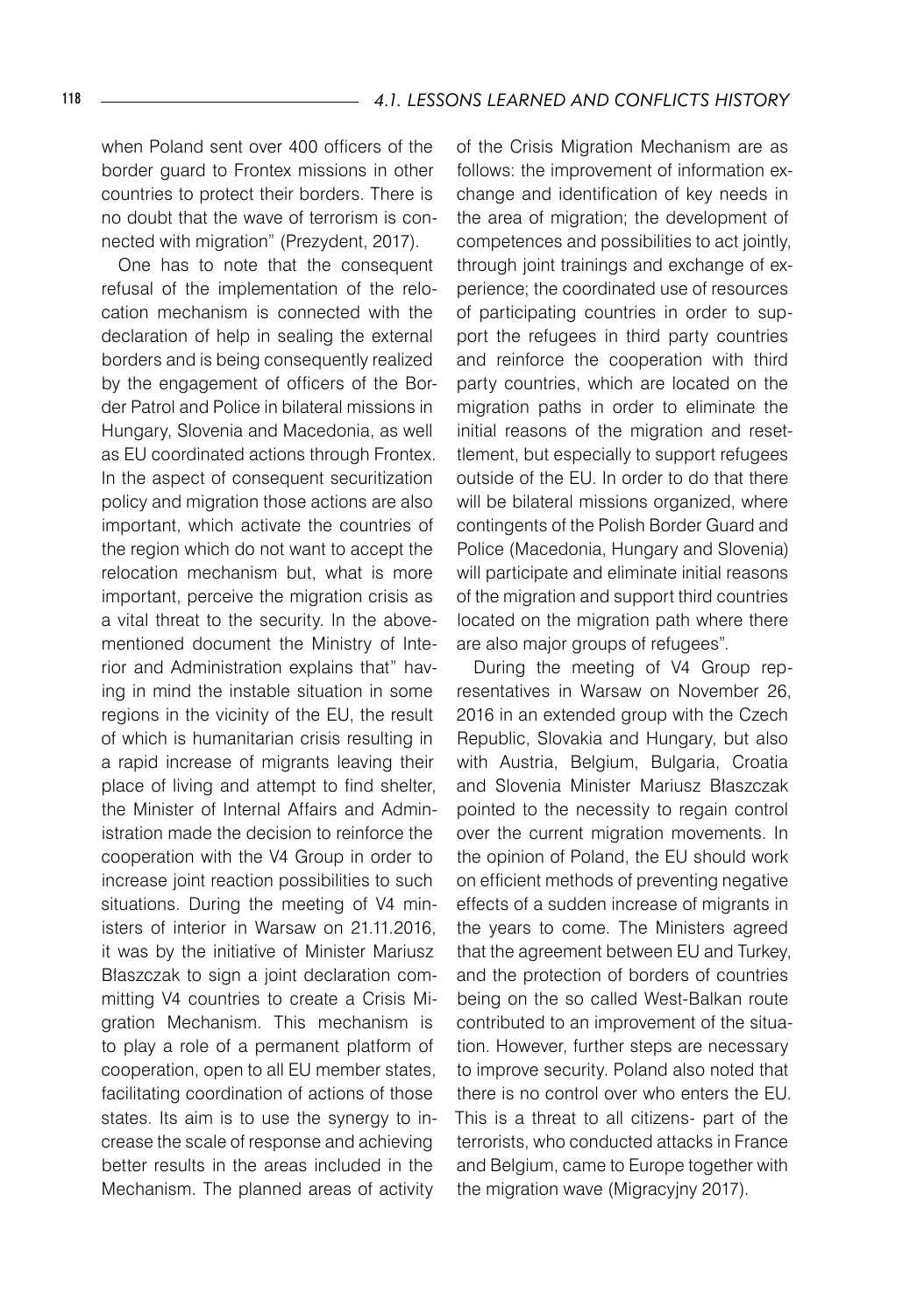when Poland sent over 400 officers of the border guard to Frontex missions in other countries to protect their borders. There is no doubt that the wave of terrorism is connected with migration" (Prezydent, 2017).

One has to note that the consequent refusal of the implementation of the relocation mechanism is connected with the declaration of help in sealing the external borders and is being consequently realized by the engagement of officers of the Border Patrol and Police in bilateral missions in Hungary, Slovenia and Macedonia, as well as EU coordinated actions through Frontex. In the aspect of consequent securitization policy and migration those actions are also important, which activate the countries of the region which do not want to accept the relocation mechanism but, what is more important, perceive the migration crisis as a vital threat to the security. In the above-mentioned document the Ministry of Interior and Administration explains that" having in mind the instable situation in some regions in the vicinity of the EU, the result of which is humanitarian crisis resulting in a rapid increase of migrants leaving their place of living and attempt to find shelter, the Minister of Internal Affairs and Administration made the decision to reinforce the cooperation with the V4 Group in order to increase joint reaction possibilities to such situations. During the meeting of V4 ministers of interior in Warsaw on 21.11.2016, it was by the initiative of Minister Mariusz Błaszczak to sign a joint declaration committing V4 countries to create a Crisis Migration Mechanism. This mechanism is to play a role of a permanent platform of cooperation, open to all EU member states, facilitating coordination of actions of those states. Its aim is to use the synergy to increase the scale of response and achieving better results in the areas included in the Mechanism. The planned areas of activity of the Crisis Migration Mechanism are as follows: the improvement of information exchange and identification of key needs in the area of migration; the development of competences and possibilities to act jointly, through joint trainings and exchange of experience; the coordinated use of resources of participating countries in order to support the refugees in third party countries and reinforce the cooperation with third party countries, which are located on the migration paths in order to eliminate the initial reasons of the migration and resettlement, but especially to support refugees outside of the EU. In order to do that there will be bilateral missions organized, where contingents of the Polish Border Guard and Police (Macedonia, Hungary and Slovenia) will participate and eliminate initial reasons of the migration and support third countries located on the migration path where there are also major groups of refugees".

During the meeting of V4 Group representatives in Warsaw on November 26, 2016 in an extended group with the Czech Republic, Slovakia and Hungary, but also with Austria, Belgium, Bulgaria, Croatia and Slovenia Minister Mariusz Błaszczak pointed to the necessity to regain control over the current migration movements. In the opinion of Poland, the EU should work on efficient methods of preventing negative effects of a sudden increase of migrants in the years to come. The Ministers agreed that the agreement between EU and Turkey, and the protection of borders of countries being on the so called West-Balkan route contributed to an improvement of the situation. However, further steps are necessary to improve security. Poland also noted that there is no control over who enters the EU. This is a threat to all citizens- part of the terrorists, who conducted attacks in France and Belgium, came to Europe together with the migration wave (Migracyjny 2017).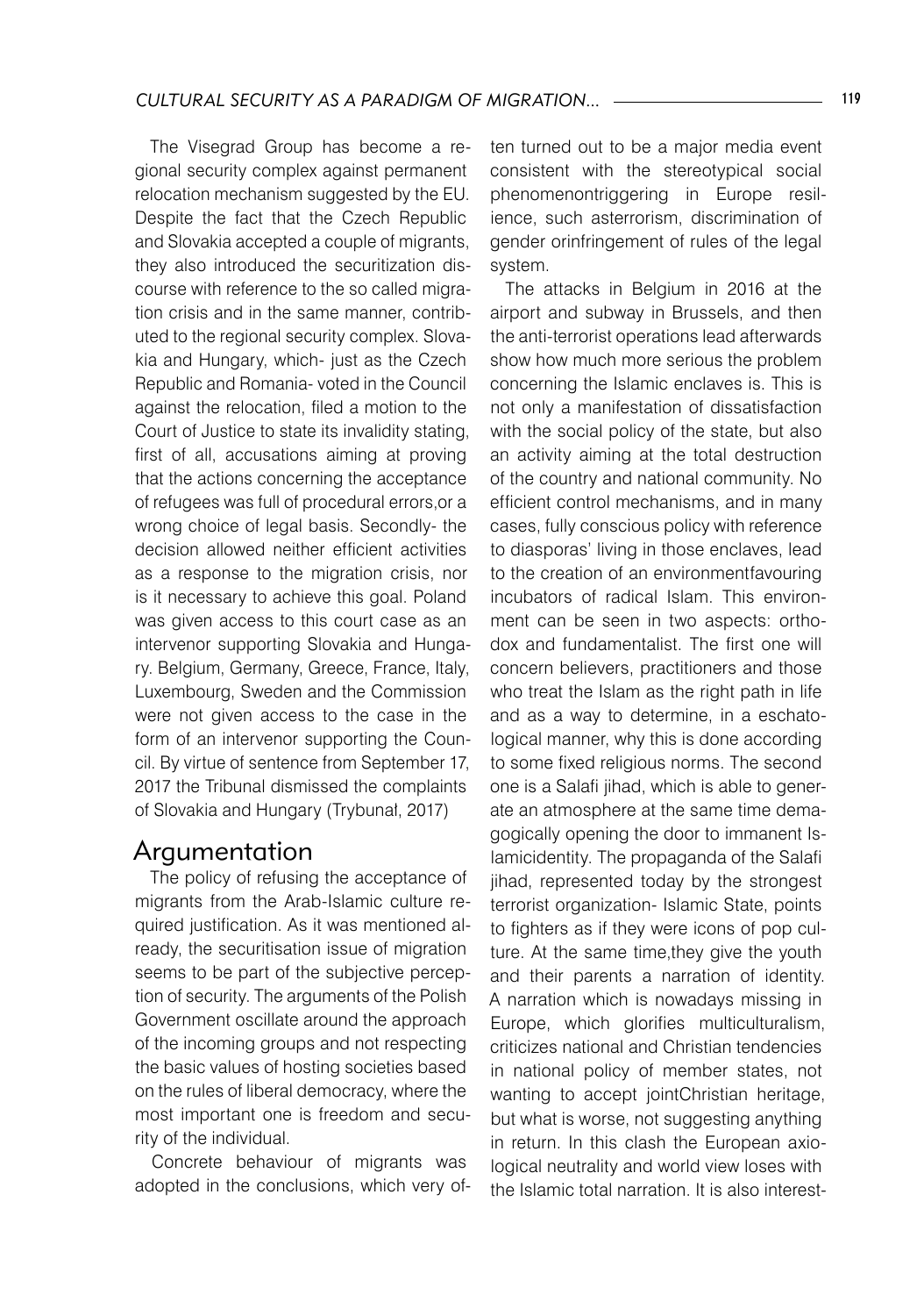The Visegrad Group has become a regional security complex against permanent relocation mechanism suggested by the EU. Despite the fact that the Czech Republic and Slovakia accepted a couple of migrants, they also introduced the securitization discourse with reference to the so called migration crisis and in the same manner, contributed to the regional security complex. Slovakia and Hungary, which- just as the Czech Republic and Romania- voted in the Council against the relocation, filed a motion to the Court of Justice to state its invalidity stating, first of all, accusations aiming at proving that the actions concerning the acceptance of refugees was full of procedural errors,or a wrong choice of legal basis. Secondly- the decision allowed neither efficient activities as a response to the migration crisis, nor is it necessary to achieve this goal. Poland was given access to this court case as an intervenor supporting Slovakia and Hungary. Belgium, Germany, Greece, France, Italy, Luxembourg, Sweden and the Commission were not given access to the case in the form of an intervenor supporting the Council. By virtue of sentence from September 17, 2017 the Tribunal dismissed the complaints of Slovakia and Hungary (Trybunał, 2017)

## Argumentation

The policy of refusing the acceptance of migrants from the Arab-Islamic culture required justification. As it was mentioned already, the securitisation issue of migration seems to be part of the subjective perception of security. The arguments of the Polish Government oscillate around the approach of the incoming groups and not respecting the basic values of hosting societies based on the rules of liberal democracy, where the most important one is freedom and security of the individual.

Concrete behaviour of migrants was adopted in the conclusions, which very often turned out to be a major media event consistent with the stereotypical social phenomenontriggering in Europe resilience, such asterrorism, discrimination of gender orinfringement of rules of the legal system.

The attacks in Belgium in 2016 at the airport and subway in Brussels, and then the anti-terrorist operations lead afterwards show how much more serious the problem concerning the Islamic enclaves is. This is not only a manifestation of dissatisfaction with the social policy of the state, but also an activity aiming at the total destruction of the country and national community. No efficient control mechanisms, and in many cases, fully conscious policy with reference to diasporas' living in those enclaves, lead to the creation of an environmentfavouring incubators of radical Islam. This environment can be seen in two aspects: orthodox and fundamentalist. The first one will concern believers, practitioners and those who treat the Islam as the right path in life and as a way to determine, in a eschatological manner, why this is done according to some fixed religious norms. The second one is a Salafi jihad, which is able to generate an atmosphere at the same time demagogically opening the door to immanent Islamicidentity. The propaganda of the Salafi jihad, represented today by the strongest terrorist organization- Islamic State, points to fighters as if they were icons of pop culture. At the same time,they give the youth and their parents a narration of identity. A narration which is nowadays missing in Europe, which glorifies multiculturalism, criticizes national and Christian tendencies in national policy of member states, not wanting to accept jointChristian heritage, but what is worse, not suggesting anything in return. In this clash the European axiological neutrality and world view loses with the Islamic total narration. It is also interest-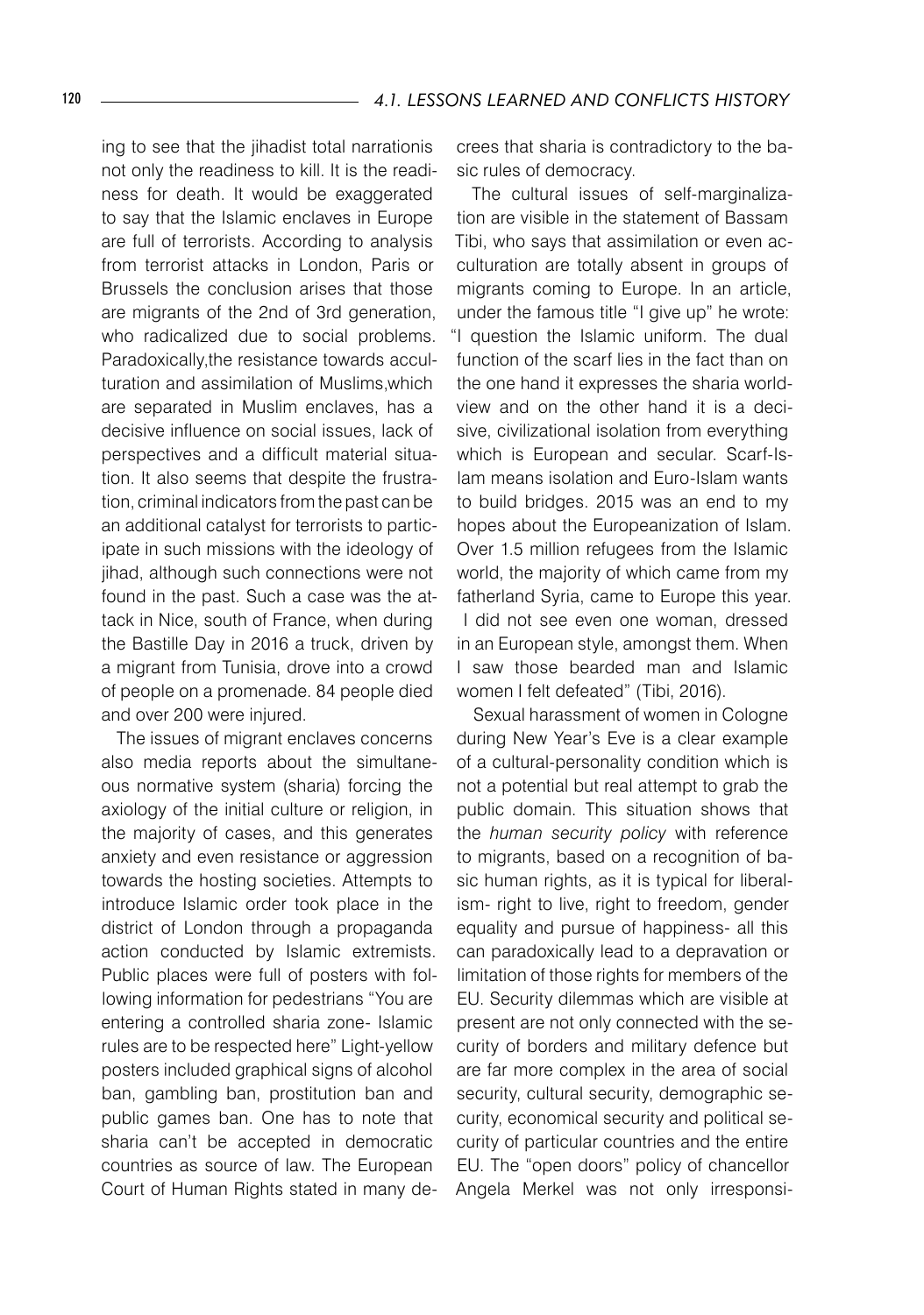ing to see that the jihadist total narrationis not only the readiness to kill. It is the readiness for death. It would be exaggerated to say that the Islamic enclaves in Europe are full of terrorists. According to analysis from terrorist attacks in London, Paris or Brussels the conclusion arises that those are migrants of the 2nd of 3rd generation, who radicalized due to social problems. Paradoxically,the resistance towards acculturation and assimilation of Muslims,which are separated in Muslim enclaves, has a decisive influence on social issues, lack of perspectives and a difficult material situation. It also seems that despite the frustration, criminal indicators from the past can be an additional catalyst for terrorists to participate in such missions with the ideology of jihad, although such connections were not found in the past. Such a case was the attack in Nice, south of France, when during the Bastille Day in 2016 a truck, driven by a migrant from Tunisia, drove into a crowd of people on a promenade. 84 people died and over 200 were injured.

The issues of migrant enclaves concerns also media reports about the simultaneous normative system (sharia) forcing the axiology of the initial culture or religion, in the majority of cases, and this generates anxiety and even resistance or aggression towards the hosting societies. Attempts to introduce Islamic order took place in the district of London through a propaganda action conducted by Islamic extremists. Public places were full of posters with following information for pedestrians "You are entering a controlled sharia zone- Islamic rules are to be respected here" Light-yellow posters included graphical signs of alcohol ban, gambling ban, prostitution ban and public games ban. One has to note that sharia can't be accepted in democratic countries as source of law. The European Court of Human Rights stated in many decrees that sharia is contradictory to the basic rules of democracy.

The cultural issues of self-marginalization are visible in the statement of Bassam Tibi, who says that assimilation or even acculturation are totally absent in groups of migrants coming to Europe. In an article, under the famous title "I give up" he wrote: "I question the Islamic uniform. The dual function of the scarf lies in the fact than on the one hand it expresses the sharia worldview and on the other hand it is a decisive, civilizational isolation from everything which is European and secular. Scarf-Islam means isolation and Euro-Islam wants to build bridges. 2015 was an end to my hopes about the Europeanization of Islam. Over 1.5 million refugees from the Islamic world, the majority of which came from my fatherland Syria, came to Europe this year. I did not see even one woman, dressed in an European style, amongst them. When I saw those bearded man and Islamic women I felt defeated" (Tibi, 2016).

Sexual harassment of women in Cologne during New Year's Eve is a clear example of a cultural-personality condition which is not a potential but real attempt to grab the public domain. This situation shows that the *human security policy* with reference to migrants, based on a recognition of basic human rights, as it is typical for liberalism- right to live, right to freedom, gender equality and pursue of happiness- all this can paradoxically lead to a depravation or limitation of those rights for members of the EU. Security dilemmas which are visible at present are not only connected with the security of borders and military defence but are far more complex in the area of social security, cultural security, demographic security, economical security and political security of particular countries and the entire EU. The "open doors" policy of chancellor Angela Merkel was not only irresponsi-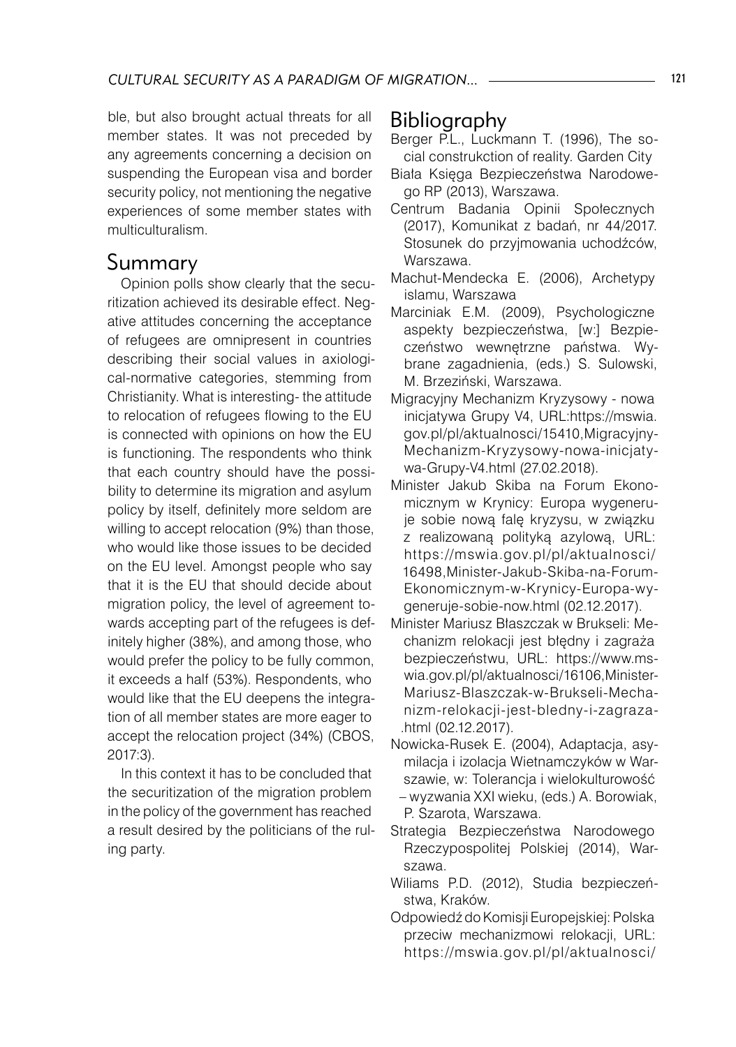ble, but also brought actual threats for all member states. It was not preceded by any agreements concerning a decision on suspending the European visa and border security policy, not mentioning the negative experiences of some member states with multiculturalism.

## Summary

Opinion polls show clearly that the securitization achieved its desirable effect. Negative attitudes concerning the acceptance of refugees are omnipresent in countries describing their social values in axiological-normative categories, stemming from Christianity. What is interesting- the attitude to relocation of refugees flowing to the EU is connected with opinions on how the EU is functioning. The respondents who think that each country should have the possibility to determine its migration and asylum policy by itself, definitely more seldom are willing to accept relocation (9%) than those, who would like those issues to be decided on the EU level. Amongst people who say that it is the EU that should decide about migration policy, the level of agreement towards accepting part of the refugees is definitely higher (38%), and among those, who would prefer the policy to be fully common, it exceeds a half (53%). Respondents, who would like that the EU deepens the integration of all member states are more eager to accept the relocation project (34%) (CBOS, 2017:3).

In this context it has to be concluded that the securitization of the migration problem in the policy of the government has reached a result desired by the politicians of the ruling party.

## Bibliography

Berger P.L., Luckmann T. (1996), The social construkction of reality. Garden City

Biała Księga Bezpieczeństwa Narodowego RP (2013), Warszawa.

Centrum Badania Opinii Społecznych (2017), Komunikat z badań, nr 44/2017. Stosunek do przyjmowania uchodźców, Warszawa.

Machut-Mendecka E. (2006), Archetypy islamu, Warszawa

Marciniak E.M. (2009), Psychologiczne aspekty bezpieczeństwa, [w:] Bezpieczeństwo wewnętrzne państwa. Wybrane zagadnienia, (eds.) S. Sulowski, M. Brzeziński, Warszawa.

Migracyjny Mechanizm Kryzysowy - nowa inicjatywa Grupy V4, URL:https://mswia.gov.pl/pl/aktualnosci/15410,Migracyjny-Mechanizm-Kryzysowy-nowa-inicjatywa-Grupy-V4.html (27.02.2018).

Minister Jakub Skiba na Forum Ekonomicznym w Krynicy: Europa wygeneruje sobie nową falę kryzysu, w związku z realizowaną polityką azylową, URL: https://mswia.gov.pl/pl/aktualnosci/16498,Minister-Jakub-Skiba-na-Forum-Ekonomicznym-w-Krynicy-Europa-wygeneruje-sobie-now.html (02.12.2017).

Minister Mariusz Błaszczak w Brukseli: Mechanizm relokacji jest błędny i zagraża bezpieczeństwu, URL: https://www.mswia.gov.pl/pl/aktualnosci/16106,Minister-Mariusz-Blaszczak-w-Brukseli-Mechanizm-relokacji-jest-bledny-i-zagraza-.html (02.12.2017).

Nowicka-Rusek E. (2004), Adaptacja, asymilacja i izolacja Wietnamczyków w Warszawie, w: Tolerancja i wielokulturowość – wyzwania XXI wieku, (eds.) A. Borowiak, P. Szarota, Warszawa.

Strategia Bezpieczeństwa Narodowego Rzeczypospolitej Polskiej (2014), Warszawa.

Wiliams P.D. (2012), Studia bezpieczeństwa, Kraków.

Odpowiedź do Komisji Europejskiej: Polska przeciw mechanizmowi relokacji, URL: https://mswia.gov.pl/pl/aktualnosci/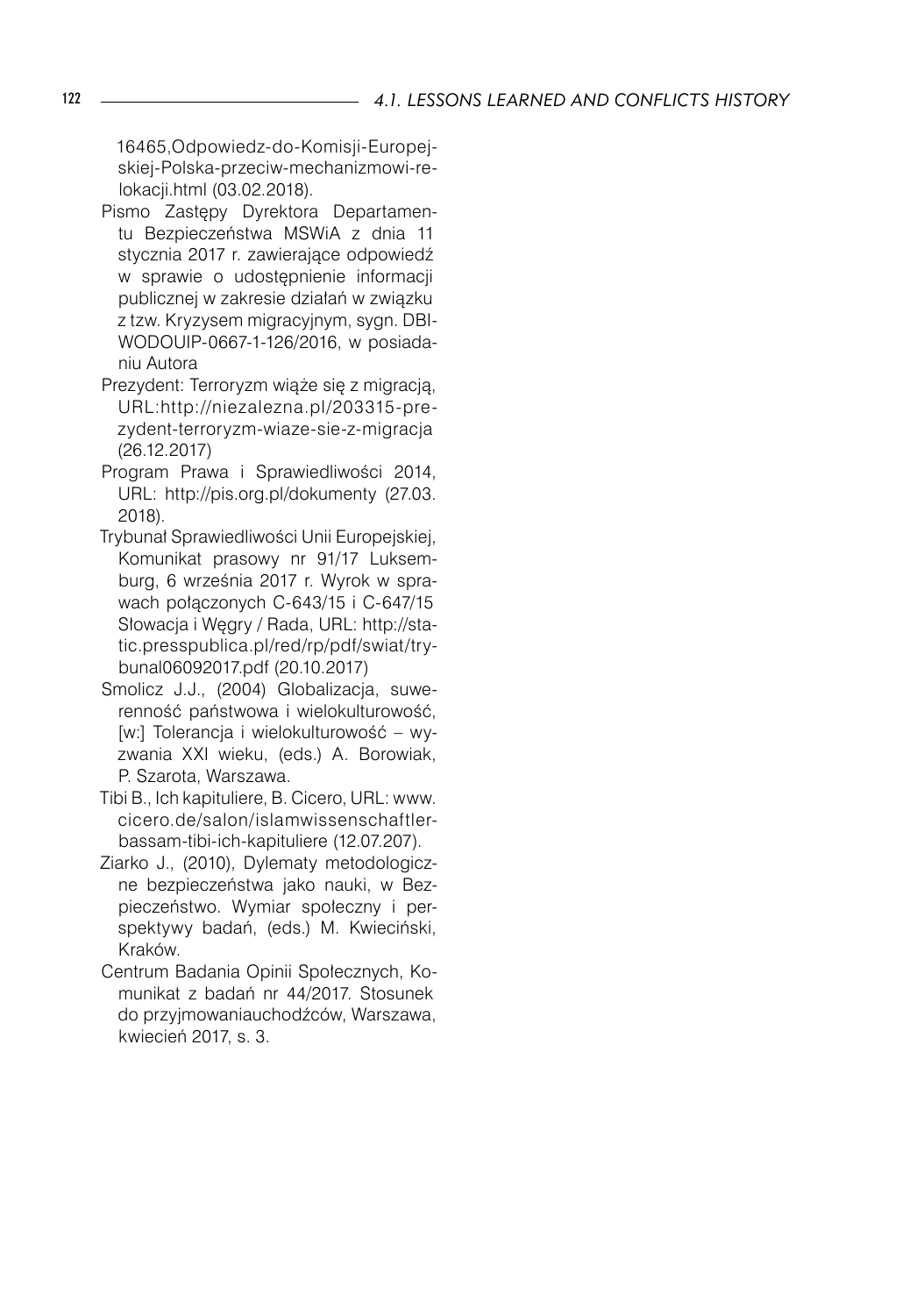16465,Odpowiedz-do-Komisji-Europejskiej-Polska-przeciw-mechanizmowi-relokacji.html (03.02.2018).

Pismo Zastępy Dyrektora Departamentu Bezpieczeństwa MSWiA z dnia 11 stycznia 2017 r. zawierające odpowiedź w sprawie o udostępnienie informacji publicznej w zakresie działań w związku z tzw. Kryzysem migracyjnym, sygn. DBI-WODOUIP-0667-1-126/2016, w posiadaniu Autora

Prezydent: Terroryzm wiąże się z migracją, URL:http://niezalezna.pl/203315-prezydent-terroryzm-wiaze-sie-z-migracja (26.12.2017)

Program Prawa i Sprawiedliwości 2014, URL: http://pis.org.pl/dokumenty (27.03.2018).

Trybunał Sprawiedliwości Unii Europejskiej, Komunikat prasowy nr 91/17 Luksemburg, 6 września 2017 r. Wyrok w sprawach połączonych C-643/15 i C-647/15 Słowacja i Węgry / Rada, URL: http://static.presspublica.pl/red/rp/pdf/swiat/trybunal06092017.pdf (20.10.2017)

Smolicz J.J., (2004) Globalizacja, suwerenność państwowa i wielokulturowość, [w:] Tolerancja i wielokulturowość – wyzwania XXI wieku, (eds.) A. Borowiak, P. Szarota, Warszawa.

Tibi B., Ich kapituliere, B. Cicero, URL: www.cicero.de/salon/islamwissenschaftler-bassam-tibi-ich-kapituliere (12.07.207).

Ziarko J., (2010), Dylematy metodologiczne bezpieczeństwa jako nauki, w Bezpieczeństwo. Wymiar społeczny i perspektywy badań, (eds.) M. Kwieciński, Kraków.

Centrum Badania Opinii Społecznych, Komunikat z badań nr 44/2017. Stosunek do przyjmowaniauchodźców, Warszawa, kwiecień 2017, s. 3.